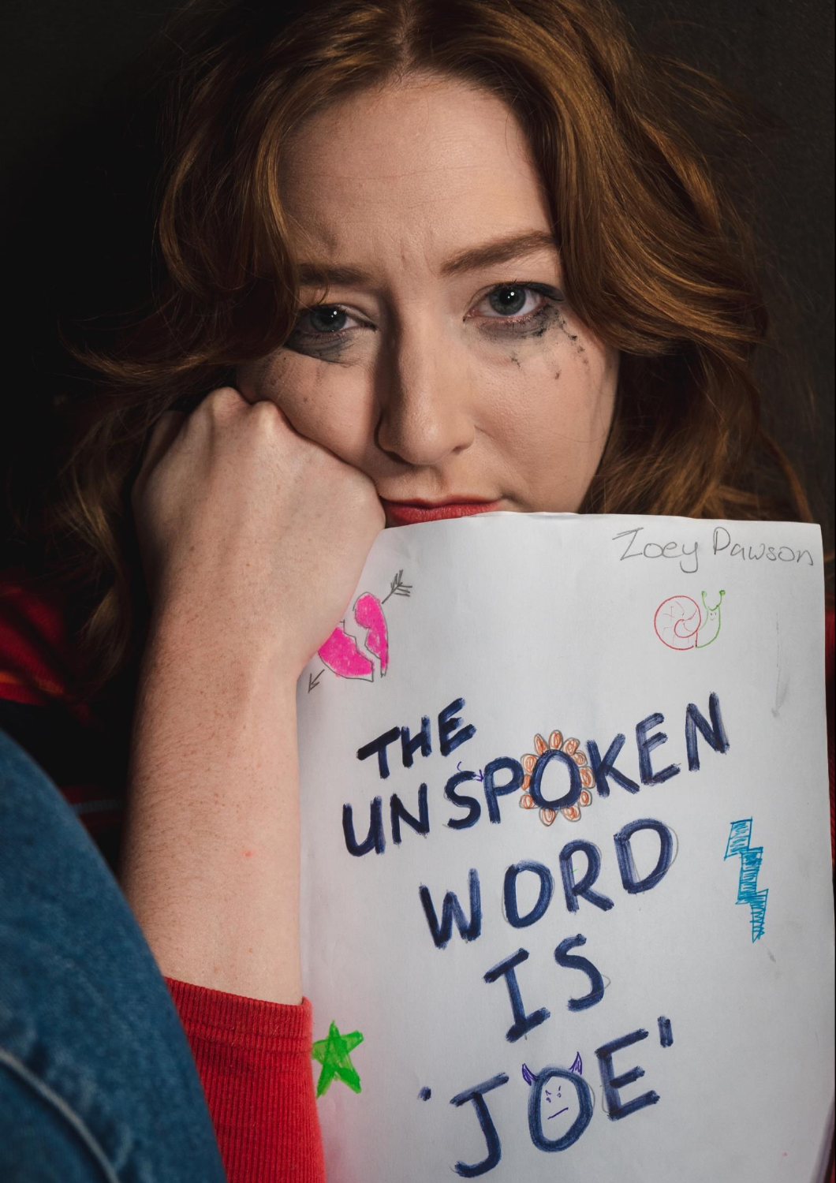Zoey Dawson

# THE UNSPOKEN WORD IS 'JOE'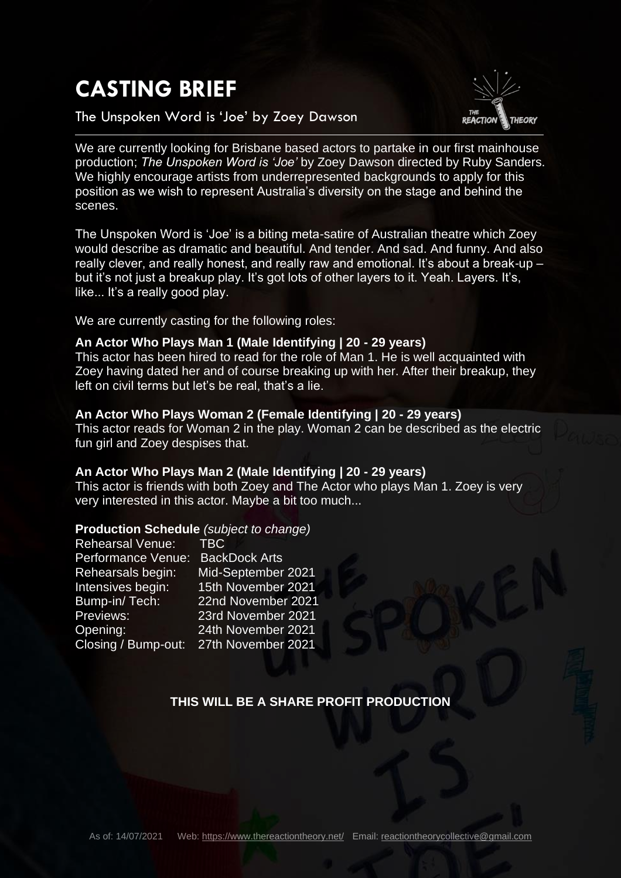# CASTING BRIEF

The Unspoken Word is 'Joe' by Zoey Dawson

We are currently looking for Brisbane based actors to partake in our first mainhouse production; *The Unspoken Word is 'Joe'* by Zoey Dawson directed by Ruby Sanders. We highly encourage artists from underrepresented backgrounds to apply for this position as we wish to represent Australia's diversity on the stage and behind the scenes.

The Unspoken Word is 'Joe' is a biting meta-satire of Australian theatre which Zoey would describe as dramatic and beautiful. And tender. And sad. And funny. And also really clever, and really honest, and really raw and emotional. It's about a break-up – but it's not just a breakup play. It's got lots of other layers to it. Yeah. Layers. It's, like... It's a really good play.

We are currently casting for the following roles:

**An Actor Who Plays Man 1 (Male Identifying | 20 - 29 years)**
This actor has been hired to read for the role of Man 1. He is well acquainted with Zoey having dated her and of course breaking up with her. After their breakup, they left on civil terms but let's be real, that's a lie.

**An Actor Who Plays Woman 2 (Female Identifying | 20 - 29 years)**
This actor reads for Woman 2 in the play. Woman 2 can be described as the electric fun girl and Zoey despises that.

**An Actor Who Plays Man 2 (Male Identifying | 20 - 29 years)**
This actor is friends with both Zoey and The Actor who plays Man 1. Zoey is very very interested in this actor. Maybe a bit too much...

**Production Schedule** *(subject to change)*

| | |
|---|---|
| Rehearsal Venue: | TBC |
| Performance Venue: | BackDock Arts |
| Rehearsals begin: | Mid-September 2021 |
| Intensives begin: | 15th November 2021 |
| Bump-in/ Tech: | 22nd November 2021 |
| Previews: | 23rd November 2021 |
| Opening: | 24th November 2021 |
| Closing / Bump-out: | 27th November 2021 |

**THIS WILL BE A SHARE PROFIT PRODUCTION**

As of: 14/07/2021 Web: https://www.thereactiontheory.net/ Email: reactiontheorycollective@gmail.com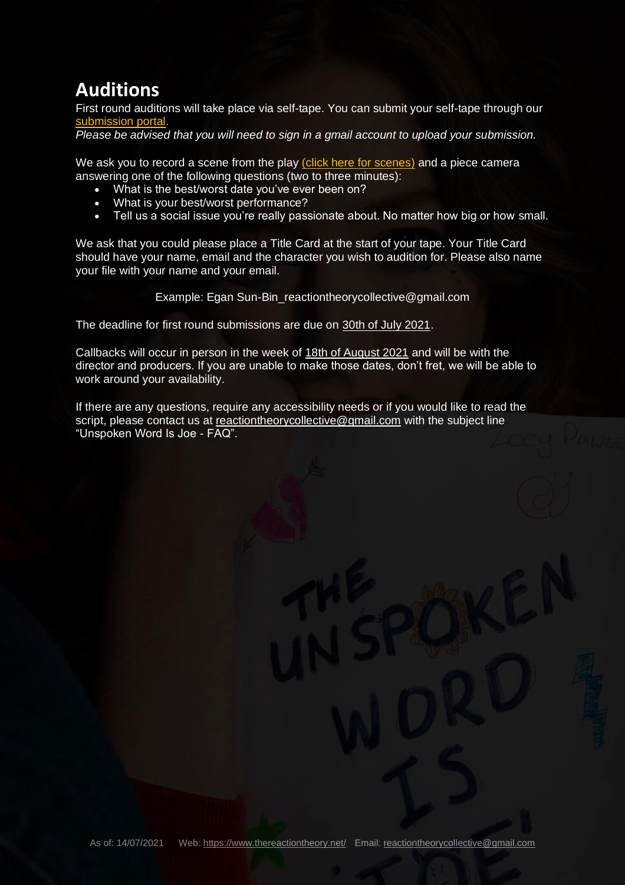# Auditions

First round auditions will take place via self-tape. You can submit your self-tape through our submission portal.

*Please be advised that you will need to sign in a gmail account to upload your submission.*

We ask you to record a scene from the play (click here for scenes) and a piece camera answering one of the following questions (two to three minutes):

- What is the best/worst date you've ever been on?
- What is your best/worst performance?
- Tell us a social issue you're really passionate about. No matter how big or how small.

We ask that you could please place a Title Card at the start of your tape. Your Title Card should have your name, email and the character you wish to audition for. Please also name your file with your name and your email.

Example: Egan Sun-Bin_reactiontheorycollective@gmail.com

The deadline for first round submissions are due on 30th of July 2021.

Callbacks will occur in person in the week of 18th of August 2021 and will be with the director and producers. If you are unable to make those dates, don't fret, we will be able to work around your availability.

If there are any questions, require any accessibility needs or if you would like to read the script, please contact us at reactiontheorycollective@gmail.com with the subject line "Unspoken Word Is Joe - FAQ".

As of: 14/07/2021 Web: https://www.thereactiontheory.net/ Email: reactiontheorycollective@gmail.com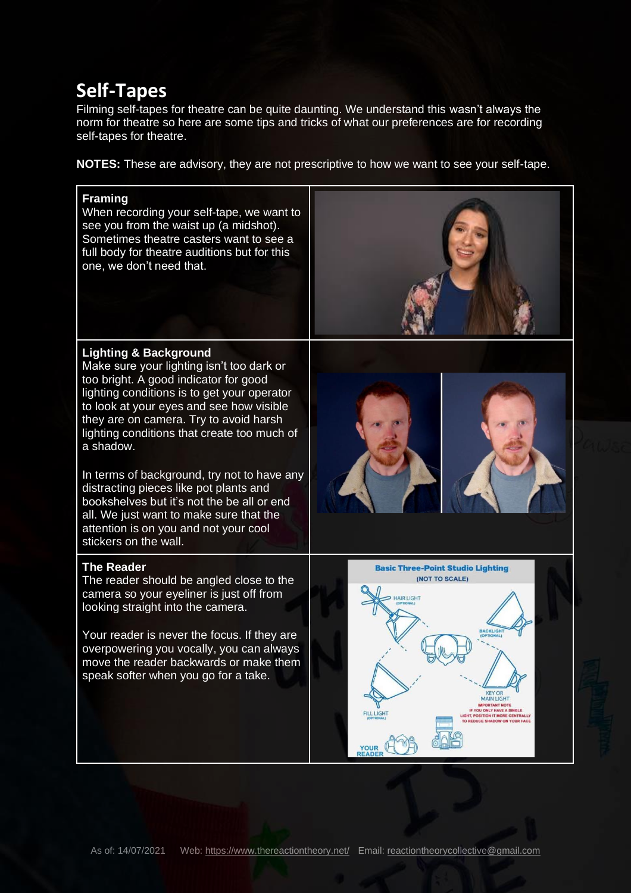# Self-Tapes

Filming self-tapes for theatre can be quite daunting. We understand this wasn't always the norm for theatre so here are some tips and tricks of what our preferences are for recording self-tapes for theatre.

**NOTES:** These are advisory, they are not prescriptive to how we want to see your self-tape.

### Framing

When recording your self-tape, we want to see you from the waist up (a midshot). Sometimes theatre casters want to see a full body for theatre auditions but for this one, we don't need that.

### Lighting & Background

Make sure your lighting isn't too dark or too bright. A good indicator for good lighting conditions is to get your operator to look at your eyes and see how visible they are on camera. Try to avoid harsh lighting conditions that create too much of a shadow.

In terms of background, try not to have any distracting pieces like pot plants and bookshelves but it's not the be all or end all. We just want to make sure that the attention is on you and not your cool stickers on the wall.

### The Reader

The reader should be angled close to the camera so your eyeliner is just off from looking straight into the camera.

Your reader is never the focus. If they are overpowering you vocally, you can always move the reader backwards or make them speak softer when you go for a take.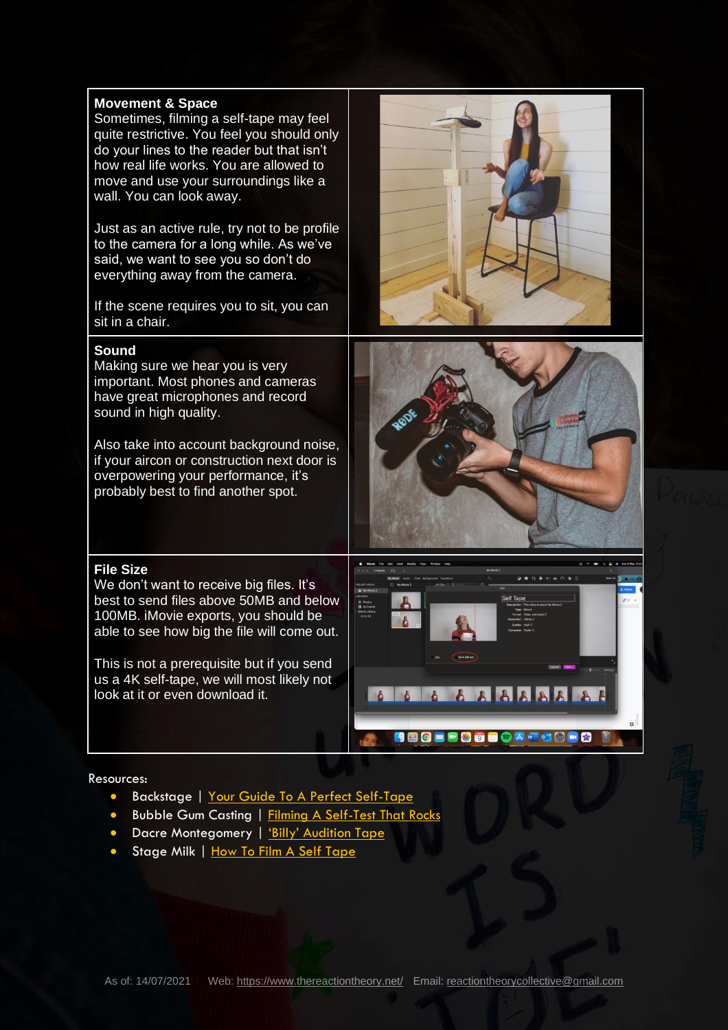**Movement & Space**

Sometimes, filming a self-tape may feel quite restrictive. You feel you should only do your lines to the reader but that isn't how real life works. You are allowed to move and use your surroundings like a wall. You can look away.

Just as an active rule, try not to be profile to the camera for a long while. As we've said, we want to see you so don't do everything away from the camera.

If the scene requires you to sit, you can sit in a chair.

**Sound**

Making sure we hear you is very important. Most phones and cameras have great microphones and record sound in high quality.

Also take into account background noise, if your aircon or construction next door is overpowering your performance, it's probably best to find another spot.

**File Size**

We don't want to receive big files. It's best to send files above 50MB and below 100MB. iMovie exports, you should be able to see how big the file will come out.

This is not a prerequisite but if you send us a 4K self-tape, we will most likely not look at it or even download it.

Resources:

- Backstage | Your Guide To A Perfect Self-Tape
- Bubble Gum Casting | Filming A Self-Test That Rocks
- Dacre Montegomery | 'Billy' Audition Tape
- Stage Milk | How To Film A Self Tape

As of: 14/07/2021 Web: https://www.thereactiontheory.net/ Email: reactiontheorycollective@gmail.com